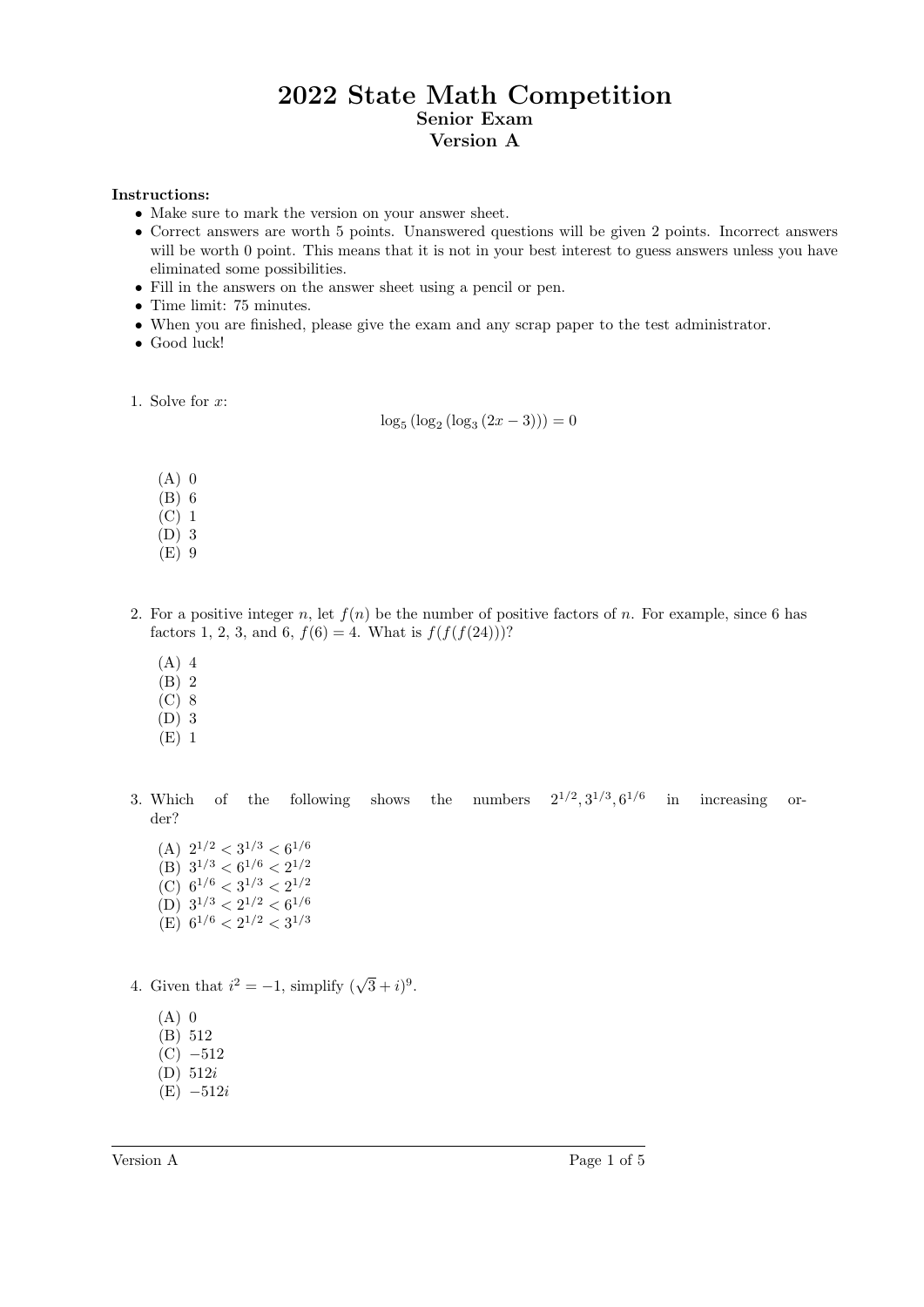# 2022 State Math Competition

## Senior Exam

## Version A

**Instructions:**

- Make sure to mark the version on your answer sheet.
- Correct answers are worth 5 points. Unanswered questions will be given 2 points. Incorrect answers will be worth 0 point. This means that it is not in your best interest to guess answers unless you have eliminated some possibilities.
- Fill in the answers on the answer sheet using a pencil or pen.
- Time limit: 75 minutes.
- When you are finished, please give the exam and any scrap paper to the test administrator.
- Good luck!

1. Solve for $x$:

$$\log_5 (\log_2 (\log_3 (2x - 3))) = 0$$

   (A) 0
   (B) 6
   (C) 1
   (D) 3
   (E) 9

2. For a positive integer $n$, let $f(n)$ be the number of positive factors of $n$. For example, since 6 has factors 1, 2, 3, and 6, $f(6) = 4$. What is $f(f(f(24)))$?

   (A) 4
   (B) 2
   (C) 8
   (D) 3
   (E) 1

3. Which of the following shows the numbers $2^{1/2}, 3^{1/3}, 6^{1/6}$ in increasing order?

   (A) $2^{1/2} < 3^{1/3} < 6^{1/6}$
   (B) $3^{1/3} < 6^{1/6} < 2^{1/2}$
   (C) $6^{1/6} < 3^{1/3} < 2^{1/2}$
   (D) $3^{1/3} < 2^{1/2} < 6^{1/6}$
   (E) $6^{1/6} < 2^{1/2} < 3^{1/3}$

4. Given that $i^2 = -1$, simplify $(\sqrt{3} + i)^9$.

   (A) 0
   (B) 512
   (C) $-512$
   (D) $512i$
   (E) $-512i$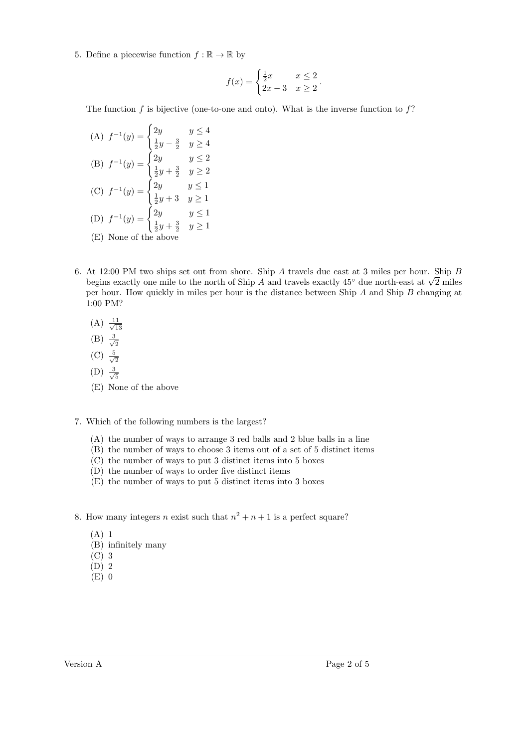5. Define a piecewise function $f : \mathbb{R} \to \mathbb{R}$ by

$$f(x) = \begin{cases} \frac{1}{2}x & x \leq 2 \\ 2x - 3 & x \geq 2 \end{cases}.$$

The function $f$ is bijective (one-to-one and onto). What is the inverse function to $f$?

(A) $f^{-1}(y) = \begin{cases} 2y & y \leq 4 \\ \frac{1}{2}y - \frac{3}{2} & y \geq 4 \end{cases}$

(B) $f^{-1}(y) = \begin{cases} 2y & y \leq 2 \\ \frac{1}{2}y + \frac{3}{2} & y \geq 2 \end{cases}$

(C) $f^{-1}(y) = \begin{cases} 2y & y \leq 1 \\ \frac{1}{2}y + 3 & y \geq 1 \end{cases}$

(D) $f^{-1}(y) = \begin{cases} 2y & y \leq 1 \\ \frac{1}{2}y + \frac{3}{2} & y \geq 1 \end{cases}$

(E) None of the above

6. At 12:00 PM two ships set out from shore. Ship $A$ travels due east at 3 miles per hour. Ship $B$ begins exactly one mile to the north of Ship $A$ and travels exactly $45^\circ$ due north-east at $\sqrt{2}$ miles per hour. How quickly in miles per hour is the distance between Ship $A$ and Ship $B$ changing at 1:00 PM?

(A) $\frac{11}{\sqrt{13}}$

(B) $\frac{3}{\sqrt{2}}$

(C) $\frac{5}{\sqrt{2}}$

(D) $\frac{3}{\sqrt{5}}$

(E) None of the above

7. Which of the following numbers is the largest?

(A) the number of ways to arrange 3 red balls and 2 blue balls in a line
(B) the number of ways to choose 3 items out of a set of 5 distinct items
(C) the number of ways to put 3 distinct items into 5 boxes
(D) the number of ways to order five distinct items
(E) the number of ways to put 5 distinct items into 3 boxes

8. How many integers $n$ exist such that $n^2 + n + 1$ is a perfect square?

(A) 1
(B) infinitely many
(C) 3
(D) 2
(E) 0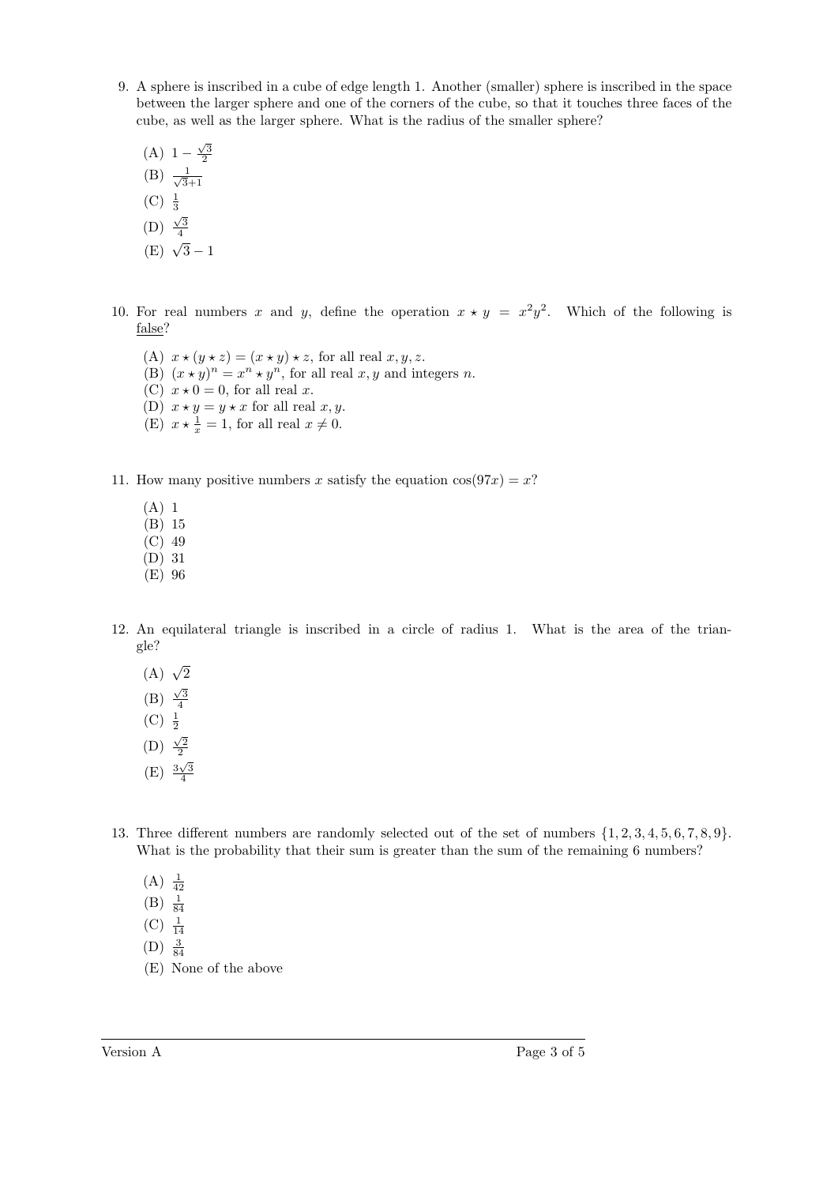9. A sphere is inscribed in a cube of edge length 1. Another (smaller) sphere is inscribed in the space between the larger sphere and one of the corners of the cube, so that it touches three faces of the cube, as well as the larger sphere. What is the radius of the smaller sphere?

   (A) $1 - \frac{\sqrt{3}}{2}$
   (B) $\frac{1}{\sqrt{3}+1}$
   (C) $\frac{1}{3}$
   (D) $\frac{\sqrt{3}}{4}$
   (E) $\sqrt{3} - 1$

10. For real numbers $x$ and $y$, define the operation $x \star y = x^2 y^2$. Which of the following is <u>false</u>?

    (A) $x \star (y \star z) = (x \star y) \star z$, for all real $x, y, z$.
    (B) $(x \star y)^n = x^n \star y^n$, for all real $x, y$ and integers $n$.
    (C) $x \star 0 = 0$, for all real $x$.
    (D) $x \star y = y \star x$ for all real $x, y$.
    (E) $x \star \frac{1}{x} = 1$, for all real $x \neq 0$.

11. How many positive numbers $x$ satisfy the equation $\cos(97x) = x$?

    (A) 1
    (B) 15
    (C) 49
    (D) 31
    (E) 96

12. An equilateral triangle is inscribed in a circle of radius 1. What is the area of the triangle?

    (A) $\sqrt{2}$
    (B) $\frac{\sqrt{3}}{4}$
    (C) $\frac{1}{2}$
    (D) $\frac{\sqrt{2}}{2}$
    (E) $\frac{3\sqrt{3}}{4}$

13. Three different numbers are randomly selected out of the set of numbers $\{1, 2, 3, 4, 5, 6, 7, 8, 9\}$. What is the probability that their sum is greater than the sum of the remaining 6 numbers?

    (A) $\frac{1}{42}$
    (B) $\frac{1}{84}$
    (C) $\frac{1}{14}$
    (D) $\frac{3}{84}$
    (E) None of the above

Version A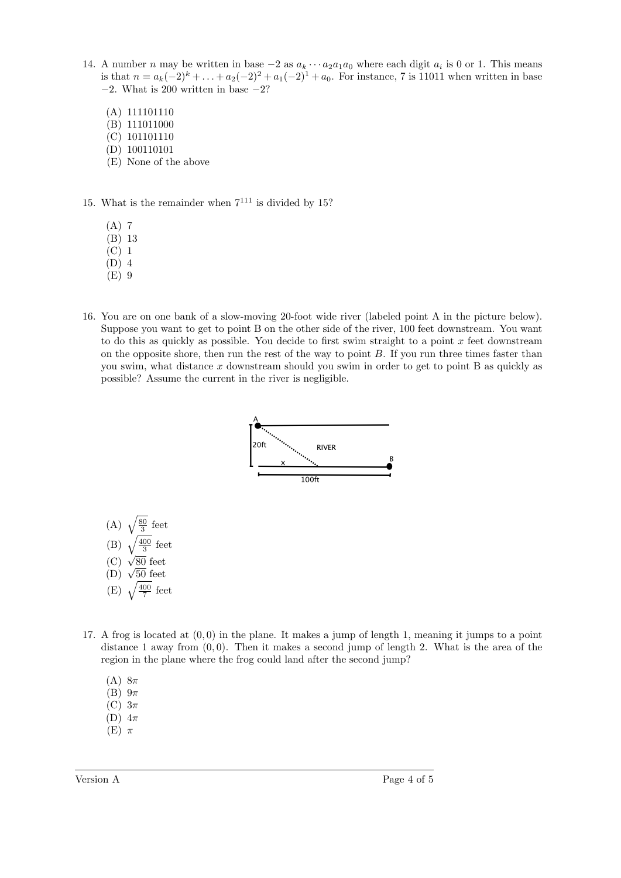14. A number $n$ may be written in base $-2$ as $a_k \cdots a_2 a_1 a_0$ where each digit $a_i$ is 0 or 1. This means is that $n = a_k(-2)^k + \ldots + a_2(-2)^2 + a_1(-2)^1 + a_0$. For instance, 7 is 11011 when written in base $-2$. What is 200 written in base $-2$?

    (A) 111101110
    (B) 111011000
    (C) 101101110
    (D) 100110101
    (E) None of the above

15. What is the remainder when $7^{111}$ is divided by 15?

    (A) 7
    (B) 13
    (C) 1
    (D) 4
    (E) 9

16. You are on one bank of a slow-moving 20-foot wide river (labeled point A in the picture below). Suppose you want to get to point B on the other side of the river, 100 feet downstream. You want to do this as quickly as possible. You decide to first swim straight to a point $x$ feet downstream on the opposite shore, then run the rest of the way to point $B$. If you run three times faster than you swim, what distance $x$ downstream should you swim in order to get to point B as quickly as possible? Assume the current in the river is negligible.

    (A) $\sqrt{\frac{80}{3}}$ feet
    (B) $\sqrt{\frac{400}{3}}$ feet
    (C) $\sqrt{80}$ feet
    (D) $\sqrt{50}$ feet
    (E) $\sqrt{\frac{400}{7}}$ feet

17. A frog is located at $(0, 0)$ in the plane. It makes a jump of length 1, meaning it jumps to a point distance 1 away from $(0, 0)$. Then it makes a second jump of length 2. What is the area of the region in the plane where the frog could land after the second jump?

    (A) $8\pi$
    (B) $9\pi$
    (C) $3\pi$
    (D) $4\pi$
    (E) $\pi$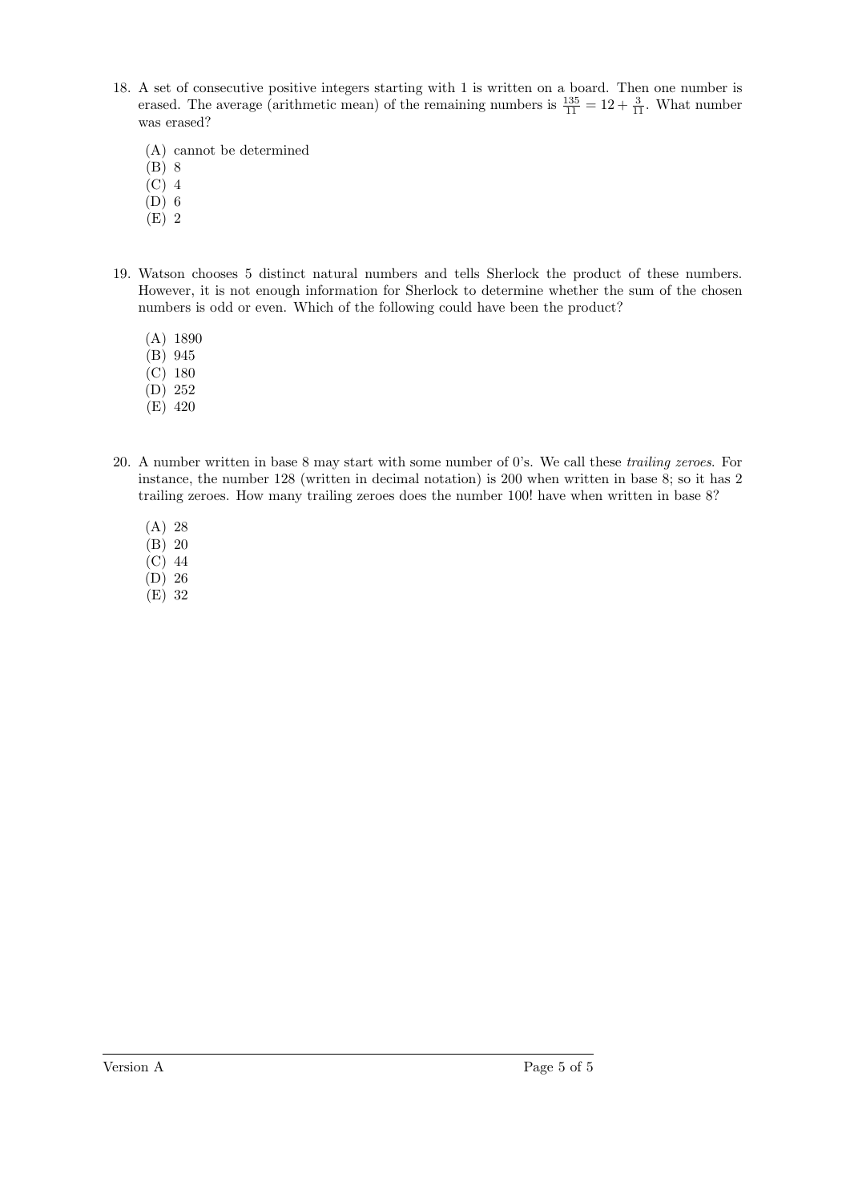18. A set of consecutive positive integers starting with 1 is written on a board. Then one number is erased. The average (arithmetic mean) of the remaining numbers is $\frac{135}{11} = 12 + \frac{3}{11}$. What number was erased?

    (A) cannot be determined
    (B) 8
    (C) 4
    (D) 6
    (E) 2

19. Watson chooses 5 distinct natural numbers and tells Sherlock the product of these numbers. However, it is not enough information for Sherlock to determine whether the sum of the chosen numbers is odd or even. Which of the following could have been the product?

    (A) 1890
    (B) 945
    (C) 180
    (D) 252
    (E) 420

20. A number written in base 8 may start with some number of 0's. We call these *trailing zeroes*. For instance, the number 128 (written in decimal notation) is 200 when written in base 8; so it has 2 trailing zeroes. How many trailing zeroes does the number 100! have when written in base 8?

    (A) 28
    (B) 20
    (C) 44
    (D) 26
    (E) 32

Version A